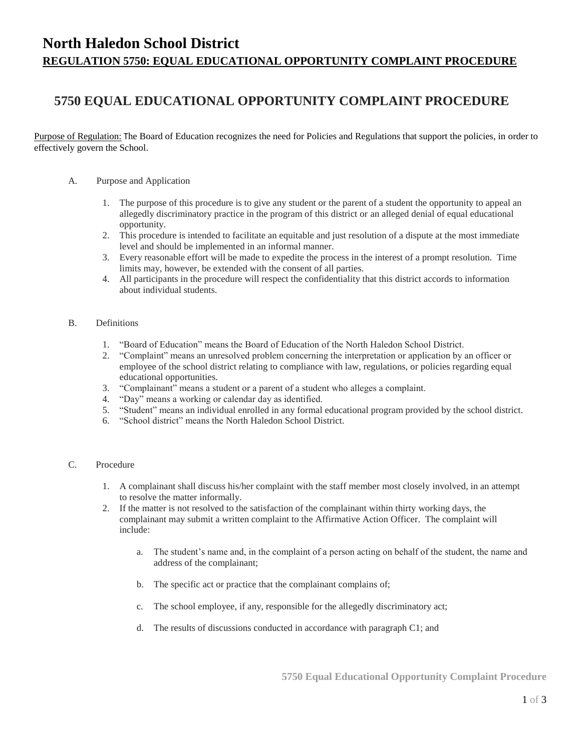# North Haledon School District

**REGULATION 5750: EQUAL EDUCATIONAL OPPORTUNITY COMPLAINT PROCEDURE**

## 5750 EQUAL EDUCATIONAL OPPORTUNITY COMPLAINT PROCEDURE

Purpose of Regulation: The Board of Education recognizes the need for Policies and Regulations that support the policies, in order to effectively govern the School.

A. Purpose and Application

1. The purpose of this procedure is to give any student or the parent of a student the opportunity to appeal an allegedly discriminatory practice in the program of this district or an alleged denial of equal educational opportunity.
2. This procedure is intended to facilitate an equitable and just resolution of a dispute at the most immediate level and should be implemented in an informal manner.
3. Every reasonable effort will be made to expedite the process in the interest of a prompt resolution. Time limits may, however, be extended with the consent of all parties.
4. All participants in the procedure will respect the confidentiality that this district accords to information about individual students.

B. Definitions

1. "Board of Education" means the Board of Education of the North Haledon School District.
2. "Complaint" means an unresolved problem concerning the interpretation or application by an officer or employee of the school district relating to compliance with law, regulations, or policies regarding equal educational opportunities.
3. "Complainant" means a student or a parent of a student who alleges a complaint.
4. "Day" means a working or calendar day as identified.
5. "Student" means an individual enrolled in any formal educational program provided by the school district.
6. "School district" means the North Haledon School District.

C. Procedure

1. A complainant shall discuss his/her complaint with the staff member most closely involved, in an attempt to resolve the matter informally.
2. If the matter is not resolved to the satisfaction of the complainant within thirty working days, the complainant may submit a written complaint to the Affirmative Action Officer. The complaint will include:

    a. The student's name and, in the complaint of a person acting on behalf of the student, the name and address of the complainant;

    b. The specific act or practice that the complainant complains of;

    c. The school employee, if any, responsible for the allegedly discriminatory act;

    d. The results of discussions conducted in accordance with paragraph C1; and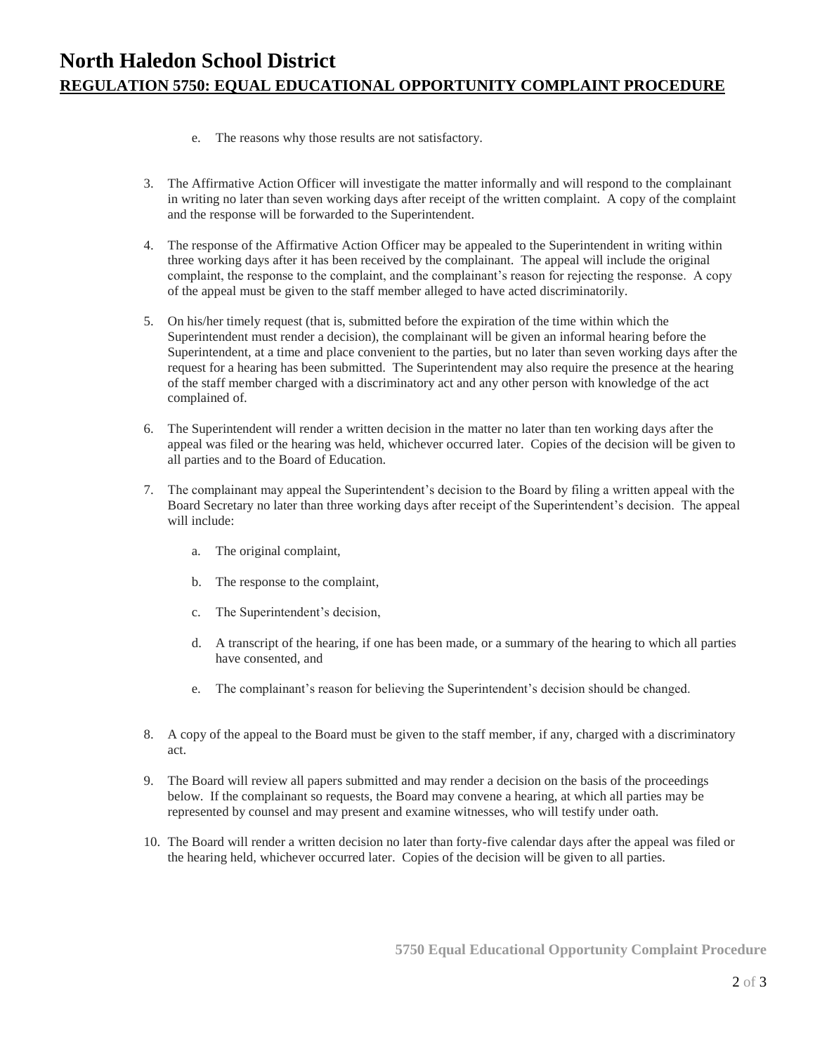e. The reasons why those results are not satisfactory.

3. The Affirmative Action Officer will investigate the matter informally and will respond to the complainant in writing no later than seven working days after receipt of the written complaint. A copy of the complaint and the response will be forwarded to the Superintendent.

4. The response of the Affirmative Action Officer may be appealed to the Superintendent in writing within three working days after it has been received by the complainant. The appeal will include the original complaint, the response to the complaint, and the complainant's reason for rejecting the response. A copy of the appeal must be given to the staff member alleged to have acted discriminatorily.

5. On his/her timely request (that is, submitted before the expiration of the time within which the Superintendent must render a decision), the complainant will be given an informal hearing before the Superintendent, at a time and place convenient to the parties, but no later than seven working days after the request for a hearing has been submitted. The Superintendent may also require the presence at the hearing of the staff member charged with a discriminatory act and any other person with knowledge of the act complained of.

6. The Superintendent will render a written decision in the matter no later than ten working days after the appeal was filed or the hearing was held, whichever occurred later. Copies of the decision will be given to all parties and to the Board of Education.

7. The complainant may appeal the Superintendent's decision to the Board by filing a written appeal with the Board Secretary no later than three working days after receipt of the Superintendent's decision. The appeal will include:

   a. The original complaint,

   b. The response to the complaint,

   c. The Superintendent's decision,

   d. A transcript of the hearing, if one has been made, or a summary of the hearing to which all parties have consented, and

   e. The complainant's reason for believing the Superintendent's decision should be changed.

8. A copy of the appeal to the Board must be given to the staff member, if any, charged with a discriminatory act.

9. The Board will review all papers submitted and may render a decision on the basis of the proceedings below. If the complainant so requests, the Board may convene a hearing, at which all parties may be represented by counsel and may present and examine witnesses, who will testify under oath.

10. The Board will render a written decision no later than forty-five calendar days after the appeal was filed or the hearing held, whichever occurred later. Copies of the decision will be given to all parties.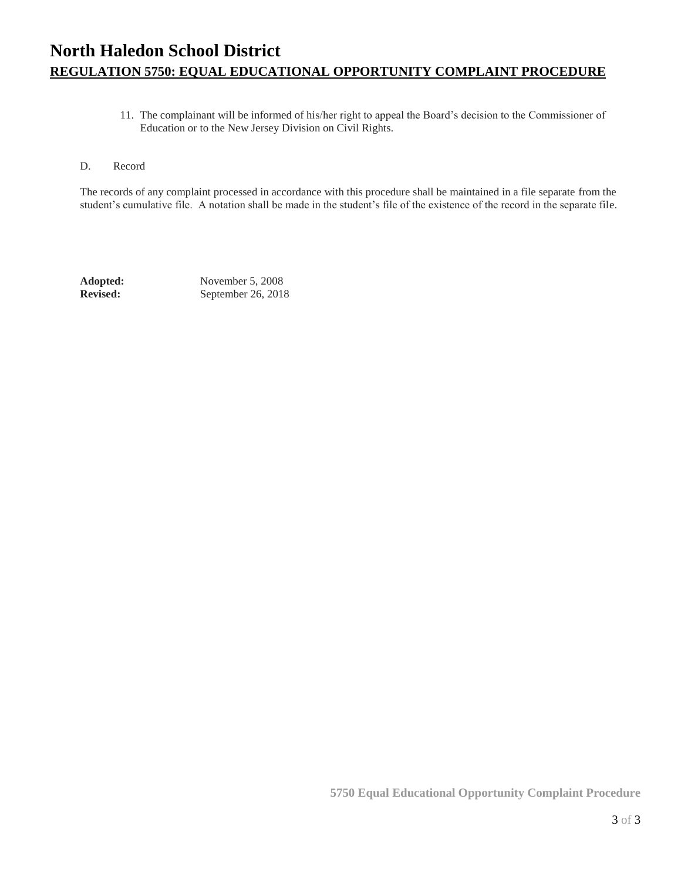11. The complainant will be informed of his/her right to appeal the Board's decision to the Commissioner of Education or to the New Jersey Division on Civil Rights.

D. Record

The records of any complaint processed in accordance with this procedure shall be maintained in a file separate from the student's cumulative file. A notation shall be made in the student's file of the existence of the record in the separate file.

**Adopted:** November 5, 2008
**Revised:** September 26, 2018